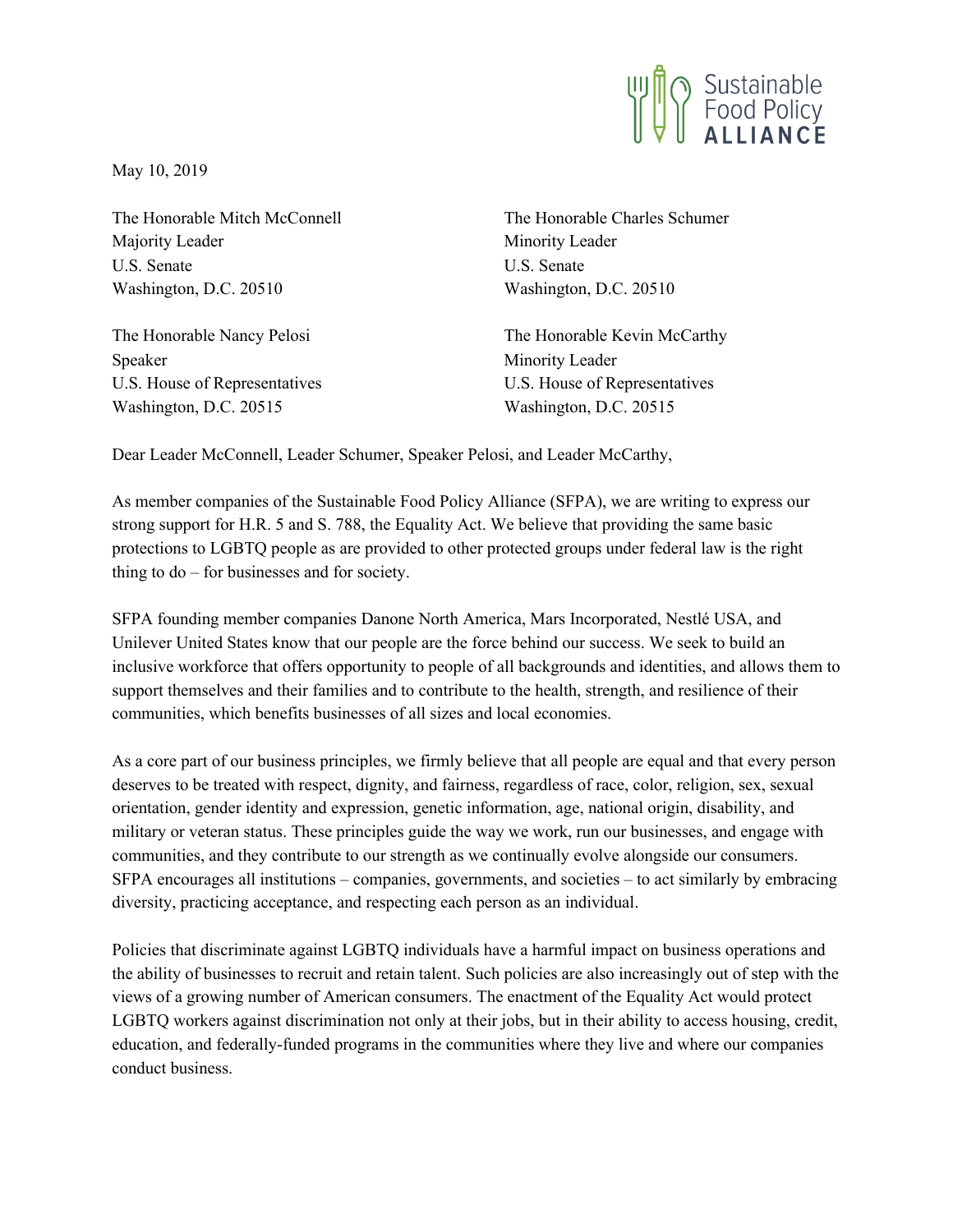Sustainable Food Policy ALLIANCE

May 10, 2019

The Honorable Mitch McConnell
Majority Leader
U.S. Senate
Washington, D.C. 20510

The Honorable Charles Schumer
Minority Leader
U.S. Senate
Washington, D.C. 20510

The Honorable Nancy Pelosi
Speaker
U.S. House of Representatives
Washington, D.C. 20515

The Honorable Kevin McCarthy
Minority Leader
U.S. House of Representatives
Washington, D.C. 20515

Dear Leader McConnell, Leader Schumer, Speaker Pelosi, and Leader McCarthy,

As member companies of the Sustainable Food Policy Alliance (SFPA), we are writing to express our strong support for H.R. 5 and S. 788, the Equality Act. We believe that providing the same basic protections to LGBTQ people as are provided to other protected groups under federal law is the right thing to do – for businesses and for society.

SFPA founding member companies Danone North America, Mars Incorporated, Nestlé USA, and Unilever United States know that our people are the force behind our success. We seek to build an inclusive workforce that offers opportunity to people of all backgrounds and identities, and allows them to support themselves and their families and to contribute to the health, strength, and resilience of their communities, which benefits businesses of all sizes and local economies.

As a core part of our business principles, we firmly believe that all people are equal and that every person deserves to be treated with respect, dignity, and fairness, regardless of race, color, religion, sex, sexual orientation, gender identity and expression, genetic information, age, national origin, disability, and military or veteran status. These principles guide the way we work, run our businesses, and engage with communities, and they contribute to our strength as we continually evolve alongside our consumers. SFPA encourages all institutions – companies, governments, and societies – to act similarly by embracing diversity, practicing acceptance, and respecting each person as an individual.

Policies that discriminate against LGBTQ individuals have a harmful impact on business operations and the ability of businesses to recruit and retain talent. Such policies are also increasingly out of step with the views of a growing number of American consumers. The enactment of the Equality Act would protect LGBTQ workers against discrimination not only at their jobs, but in their ability to access housing, credit, education, and federally-funded programs in the communities where they live and where our companies conduct business.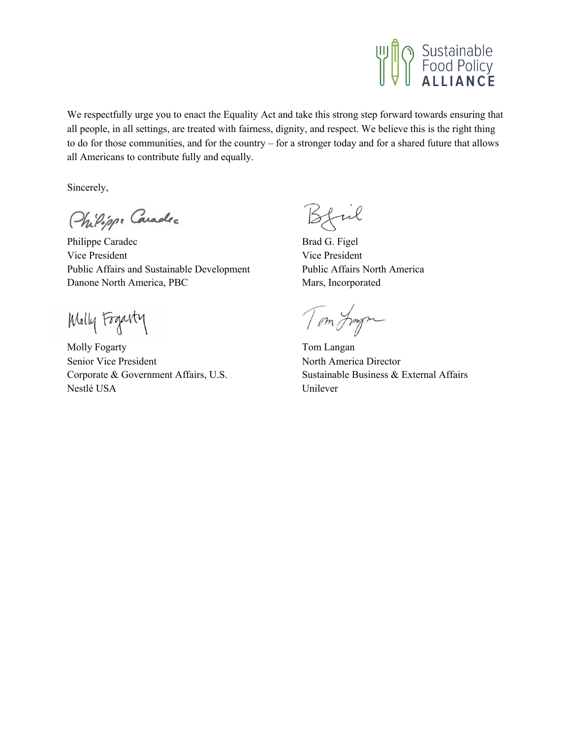Sustainable Food Policy ALLIANCE

We respectfully urge you to enact the Equality Act and take this strong step forward towards ensuring that all people, in all settings, are treated with fairness, dignity, and respect. We believe this is the right thing to do for those communities, and for the country – for a stronger today and for a shared future that allows all Americans to contribute fully and equally.

Sincerely,

Philippe Caradec
Vice President
Public Affairs and Sustainable Development
Danone North America, PBC

Brad G. Figel
Vice President
Public Affairs North America
Mars, Incorporated

Molly Fogarty
Senior Vice President
Corporate & Government Affairs, U.S.
Nestlé USA

Tom Langan
North America Director
Sustainable Business & External Affairs
Unilever